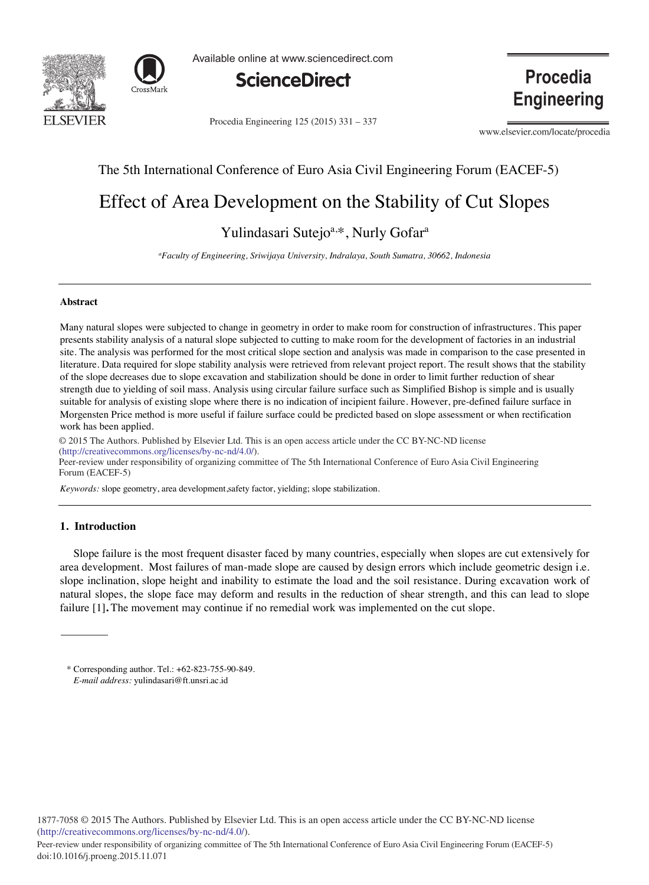The 5th International Conference of Euro Asia Civil Engineering Forum (EACEF-5)

# Effect of Area Development on the Stability of Cut Slopes

Yulindasari Sutejo[a,*], Nurly Gofar[a]

[a]*Faculty of Engineering, Sriwijaya University, Indralaya, South Sumatra, 30662, Indonesia*

## Abstract

Many natural slopes were subjected to change in geometry in order to make room for construction of infrastructures. This paper presents stability analysis of a natural slope subjected to cutting to make room for the development of factories in an industrial site. The analysis was performed for the most critical slope section and analysis was made in comparison to the case presented in literature. Data required for slope stability analysis were retrieved from relevant project report. The result shows that the stability of the slope decreases due to slope excavation and stabilization should be done in order to limit further reduction of shear strength due to yeilding of soil mass. Analysis using circular failure surface such as Simplified Bishop is simple and is usually suitable for analysis of existing slope where there is no indication of incipient failure. However, pre-defined failure surface in Morgensten Price method is more useful if failure surface could be predicted based on slope assessment or when rectification work has been applied.

© 2015 The Authors. Published by Elsevier Ltd. This is an open access article under the CC BY-NC-ND license (http://creativecommons.org/licenses/by-nc-nd/4.0/).

Peer-review under responsibility of organizing committee of The 5th International Conference of Euro Asia Civil Engineering Forum (EACEF-5)

*Keywords:* slope geometry, area development,safety factor, yielding; slope stabilization.

## 1. Introduction

Slope failure is the most frequent disaster faced by many countries, especially when slopes are cut extensively for area development. Most failures of man-made slope are caused by design errors which include geometric design i.e. slope inclination, slope height and inability to estimate the load and the soil resistance. During excavation work of natural slopes, the slope face may deform and results in the reduction of shear strength, and this can lead to slope failure [1]. The movement may continue if no remedial work was implemented on the cut slope.

---

\* Corresponding author. Tel.: +62-823-755-90-849.
*E-mail address:* yulindasari@ft.unsri.ac.id

1877-7058 © 2015 The Authors. Published by Elsevier Ltd. This is an open access article under the CC BY-NC-ND license (http://creativecommons.org/licenses/by-nc-nd/4.0/).
Peer-review under responsibility of organizing committee of The 5th International Conference of Euro Asia Civil Engineering Forum (EACEF-5)
doi:10.1016/j.proeng.2015.11.071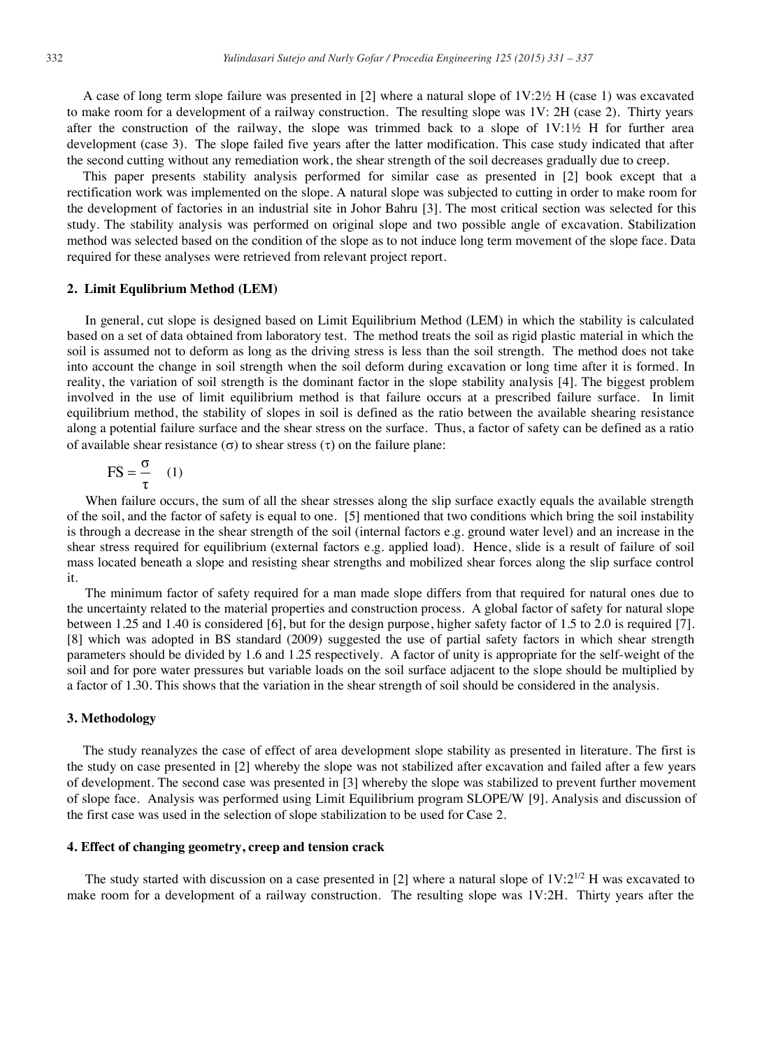A case of long term slope failure was presented in [2] where a natural slope of 1V:2½ H (case 1) was excavated to make room for a development of a railway construction. The resulting slope was 1V: 2H (case 2). Thirty years after the construction of the railway, the slope was trimmed back to a slope of 1V:1½ H for further area development (case 3). The slope failed five years after the latter modification. This case study indicated that after the second cutting without any remediation work, the shear strength of the soil decreases gradually due to creep.

This paper presents stability analysis performed for similar case as presented in [2] book except that a rectification work was implemented on the slope. A natural slope was subjected to cutting in order to make room for the development of factories in an industrial site in Johor Bahru [3]. The most critical section was selected for this study. The stability analysis was performed on original slope and two possible angle of excavation. Stabilization method was selected based on the condition of the slope as to not induce long term movement of the slope face. Data required for these analyses were retrieved from relevant project report.

## 2. Limit Equlibrium Method (LEM)

In general, cut slope is designed based on Limit Equilibrium Method (LEM) in which the stability is calculated based on a set of data obtained from laboratory test. The method treats the soil as rigid plastic material in which the soil is assumed not to deform as long as the driving stress is less than the soil strength. The method does not take into account the change in soil strength when the soil deform during excavation or long time after it is formed. In reality, the variation of soil strength is the dominant factor in the slope stability analysis [4]. The biggest problem involved in the use of limit equilibrium method is that failure occurs at a prescribed failure surface. In limit equilibrium method, the stability of slopes in soil is defined as the ratio between the available shearing resistance along a potential failure surface and the shear stress on the surface. Thus, a factor of safety can be defined as a ratio of available shear resistance ($\sigma$) to shear stress ($\tau$) on the failure plane:

$$FS = \frac{\sigma}{\tau} \quad (1)$$

When failure occurs, the sum of all the shear stresses along the slip surface exactly equals the available strength of the soil, and the factor of safety is equal to one. [5] mentioned that two conditions which bring the soil instability is through a decrease in the shear strength of the soil (internal factors e.g. ground water level) and an increase in the shear stress required for equilibrium (external factors e.g. applied load). Hence, slide is a result of failure of soil mass located beneath a slope and resisting shear strengths and mobilized shear forces along the slip surface control it.

The minimum factor of safety required for a man made slope differs from that required for natural ones due to the uncertainty related to the material properties and construction process. A global factor of safety for natural slope between 1.25 and 1.40 is considered [6], but for the design purpose, higher safety factor of 1.5 to 2.0 is required [7]. [8] which was adopted in BS standard (2009) suggested the use of partial safety factors in which shear strength parameters should be divided by 1.6 and 1.25 respectively. A factor of unity is appropriate for the self-weight of the soil and for pore water pressures but variable loads on the soil surface adjacent to the slope should be multiplied by a factor of 1.30. This shows that the variation in the shear strength of soil should be considered in the analysis.

## 3. Methodology

The study reanalyzes the case of effect of area development slope stability as presented in literature. The first is the study on case presented in [2] whereby the slope was not stabilized after excavation and failed after a few years of development. The second case was presented in [3] whereby the slope was stabilized to prevent further movement of slope face. Analysis was performed using Limit Equilibrium program SLOPE/W [9]. Analysis and discussion of the first case was used in the selection of slope stabilization to be used for Case 2.

## 4. Effect of changing geometry, creep and tension crack

The study started with discussion on a case presented in [2] where a natural slope of 1V:$2^{1/2}$ H was excavated to make room for a development of a railway construction. The resulting slope was 1V:2H. Thirty years after the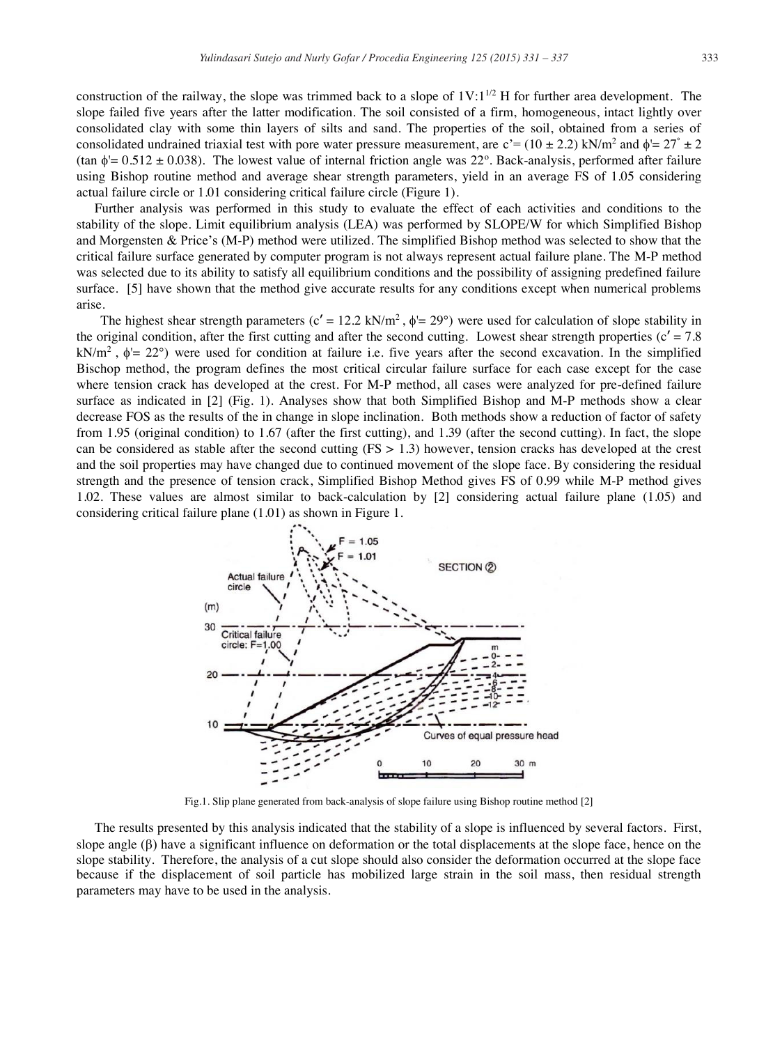construction of the railway, the slope was trimmed back to a slope of $1V{:}1^{1/2}$ H for further area development. The slope failed five years after the latter modification. The soil consisted of a firm, homogeneous, intact lightly over consolidated clay with some thin layers of silts and sand. The properties of the soil, obtained from a series of consolidated undrained triaxial test with pore water pressure measurement, are $c' = (10 \pm 2.2)$ kN/m$^2$ and $\phi' = 27^\circ \pm 2$ ($\tan\phi' = 0.512 \pm 0.038$). The lowest value of internal friction angle was 22°. Back-analysis, performed after failure using Bishop routine method and average shear strength parameters, yield in an average FS of 1.05 considering actual failure circle or 1.01 considering critical failure circle (Figure 1).

Further analysis was performed in this study to evaluate the effect of each activities and conditions to the stability of the slope. Limit equilibrium analysis (LEA) was performed by SLOPE/W for which Simplified Bishop and Morgensten & Price's (M-P) method were utilized. The simplified Bishop method was selected to show that the critical failure surface generated by computer program is not always represent actual failure plane. The M-P method was selected due to its ability to satisfy all equilibrium conditions and the possibility of assigning predefined failure surface. [5] have shown that the method give accurate results for any conditions except when numerical problems arise.

The highest shear strength parameters ($c' = 12.2$ kN/m$^2$, $\phi' = 29°$) were used for calculation of slope stability in the original condition, after the first cutting and after the second cutting. Lowest shear strength properties ($c' = 7.8$ kN/m$^2$, $\phi' = 22°$) were used for condition at failure i.e. five years after the second excavation. In the simplified Bischop method, the program defines the most critical circular failure surface for each case except for the case where tension crack has developed at the crest. For M-P method, all cases were analyzed for pre-defined failure surface as indicated in [2] (Fig. 1). Analyses show that both Simplified Bishop and M-P methods show a clear decrease FOS as the results of the in change in slope inclination. Both methods show a reduction of factor of safety from 1.95 (original condition) to 1.67 (after the first cutting), and 1.39 (after the second cutting). In fact, the slope can be considered as stable after the second cutting (FS > 1.3) however, tension cracks has developed at the crest and the soil properties may have changed due to continued movement of the slope face. By considering the residual strength and the presence of tension crack, Simplified Bishop Method gives FS of 0.99 while M-P method gives 1.02. These values are almost similar to back-calculation by [2] considering actual failure plane (1.05) and considering critical failure plane (1.01) as shown in Figure 1.

Fig.1. Slip plane generated from back-analysis of slope failure using Bishop routine method [2]

The results presented by this analysis indicated that the stability of a slope is influenced by several factors. First, slope angle ($\beta$) have a significant influence on deformation or the total displacements at the slope face, hence on the slope stability. Therefore, the analysis of a cut slope should also consider the deformation occurred at the slope face because if the displacement of soil particle has mobilized large strain in the soil mass, then residual strength parameters may have to be used in the analysis.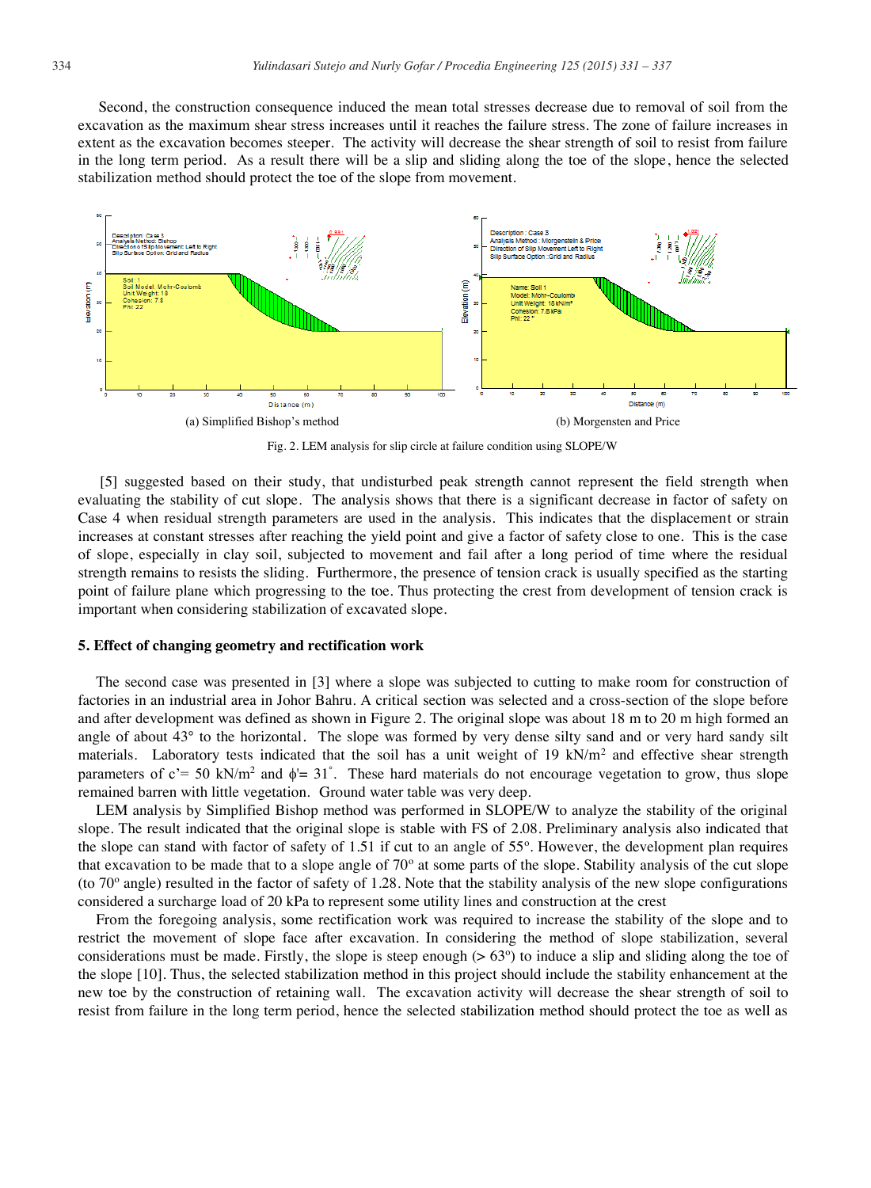Second, the construction consequence induced the mean total stresses decrease due to removal of soil from the excavation as the maximum shear stress increases until it reaches the failure stress. The zone of failure increases in extent as the excavation becomes steeper. The activity will decrease the shear strength of soil to resist from failure in the long term period. As a result there will be a slip and sliding along the toe of the slope, hence the selected stabilization method should protect the toe of the slope from movement.

(a) Simplified Bishop's method

(b) Morgensten and Price

Fig. 2. LEM analysis for slip circle at failure condition using SLOPE/W

[5] suggested based on their study, that undisturbed peak strength cannot represent the field strength when evaluating the stability of cut slope. The analysis shows that there is a significant decrease in factor of safety on Case 4 when residual strength parameters are used in the analysis. This indicates that the displacement or strain increases at constant stresses after reaching the yield point and give a factor of safety close to one. This is the case of slope, especially in clay soil, subjected to movement and fail after a long period of time where the residual strength remains to resists the sliding. Furthermore, the presence of tension crack is usually specified as the starting point of failure plane which progressing to the toe. Thus protecting the crest from development of tension crack is important when considering stabilization of excavated slope.

## 5. Effect of changing geometry and rectification work

The second case was presented in [3] where a slope was subjected to cutting to make room for construction of factories in an industrial area in Johor Bahru. A critical section was selected and a cross-section of the slope before and after development was defined as shown in Figure 2. The original slope was about 18 m to 20 m high formed an angle of about 43° to the horizontal. The slope was formed by very dense silty sand and or very hard sandy silt materials. Laboratory tests indicated that the soil has a unit weight of 19 kN/m$^2$ and effective shear strength parameters of c'= 50 kN/m$^2$ and $\phi$'= 31°. These hard materials do not encourage vegetation to grow, thus slope remained barren with little vegetation. Ground water table was very deep.

LEM analysis by Simplified Bishop method was performed in SLOPE/W to analyze the stability of the original slope. The result indicated that the original slope is stable with FS of 2.08. Preliminary analysis also indicated that the slope can stand with factor of safety of 1.51 if cut to an angle of 55°. However, the development plan requires that excavation to be made that to a slope angle of 70° at some parts of the slope. Stability analysis of the cut slope (to 70° angle) resulted in the factor of safety of 1.28. Note that the stability analysis of the new slope configurations considered a surcharge load of 20 kPa to represent some utility lines and construction at the crest

From the foregoing analysis, some rectification work was required to increase the stability of the slope and to restrict the movement of slope face after excavation. In considering the method of slope stabilization, several considerations must be made. Firstly, the slope is steep enough (> 63°) to induce a slip and sliding along the toe of the slope [10]. Thus, the selected stabilization method in this project should include the stability enhancement at the new toe by the construction of retaining wall. The excavation activity will decrease the shear strength of soil to resist from failure in the long term period, hence the selected stabilization method should protect the toe as well as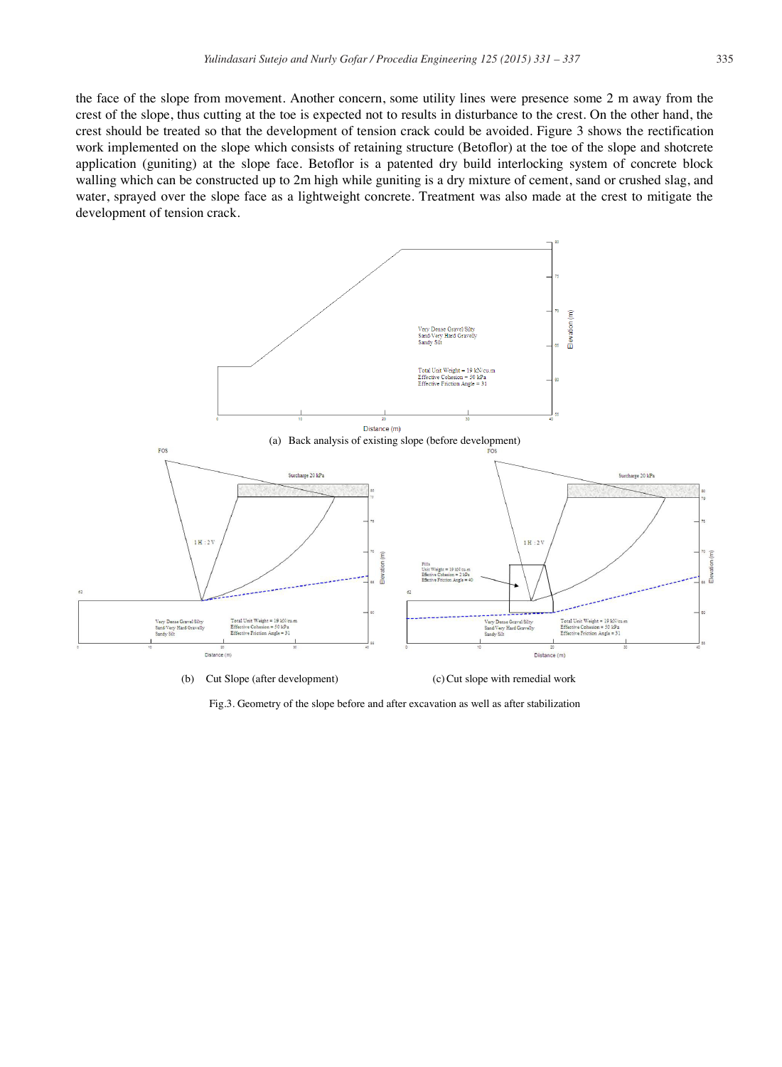the face of the slope from movement. Another concern, some utility lines were presence some 2 m away from the crest of the slope, thus cutting at the toe is expected not to results in disturbance to the crest. On the other hand, the crest should be treated so that the development of tension crack could be avoided. Figure 3 shows the rectification work implemented on the slope which consists of retaining structure (Betoflor) at the toe of the slope and shotcrete application (guniting) at the slope face. Betoflor is a patented dry build interlocking system of concrete block walling which can be constructed up to 2m high while guniting is a dry mixture of cement, sand or crushed slag, and water, sprayed over the slope face as a lightweight concrete. Treatment was also made at the crest to mitigate the development of tension crack.

(a) Back analysis of existing slope (before development)

(b) Cut Slope (after development)

(c) Cut slope with remedial work

Fig.3. Geometry of the slope before and after excavation as well as after stabilization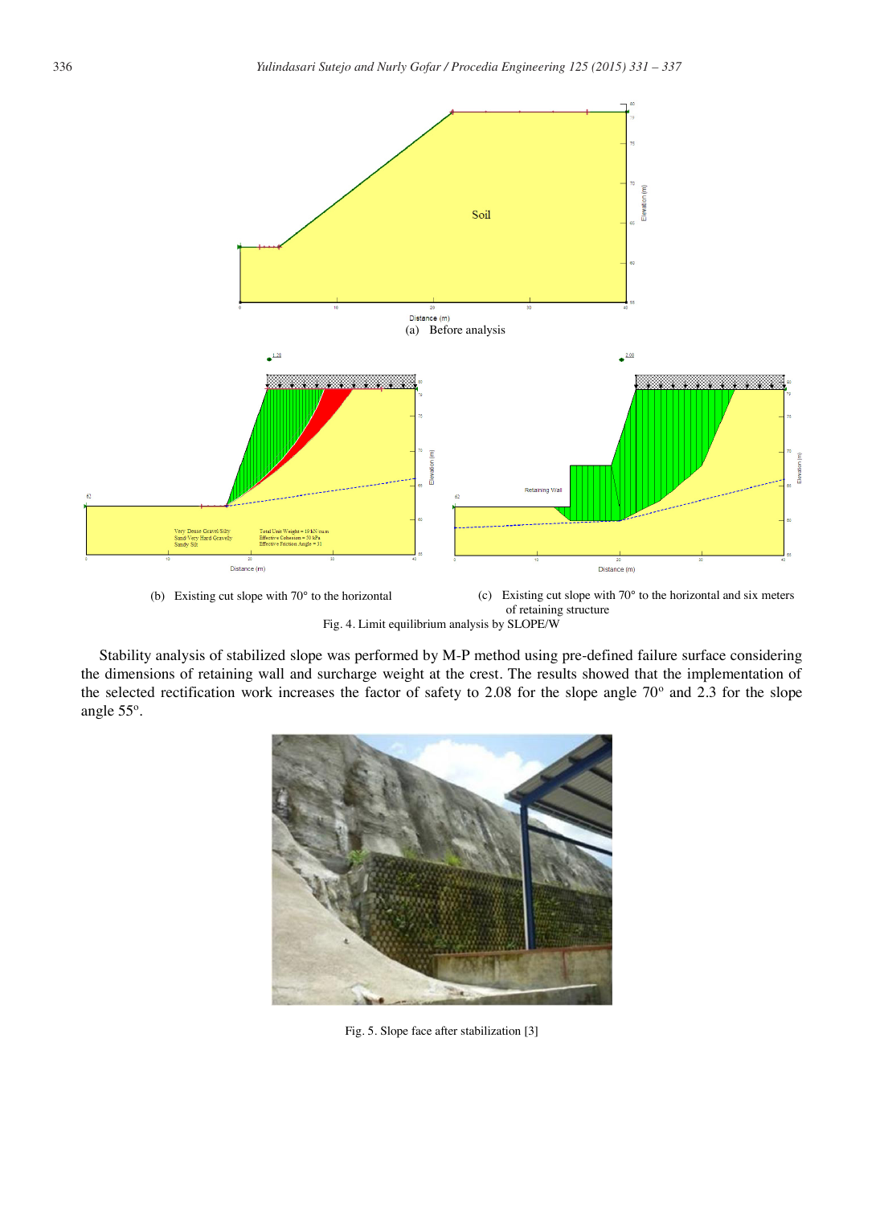(a) Before analysis

(b) Existing cut slope with 70° to the horizontal

(c) Existing cut slope with 70° to the horizontal and six meters of retaining structure

Fig. 4. Limit equilibrium analysis by SLOPE/W

Stability analysis of stabilized slope was performed by M-P method using pre-defined failure surface considering the dimensions of retaining wall and surcharge weight at the crest. The results showed that the implementation of the selected rectification work increases the factor of safety to 2.08 for the slope angle 70° and 2.3 for the slope angle 55°.

Fig. 5. Slope face after stabilization [3]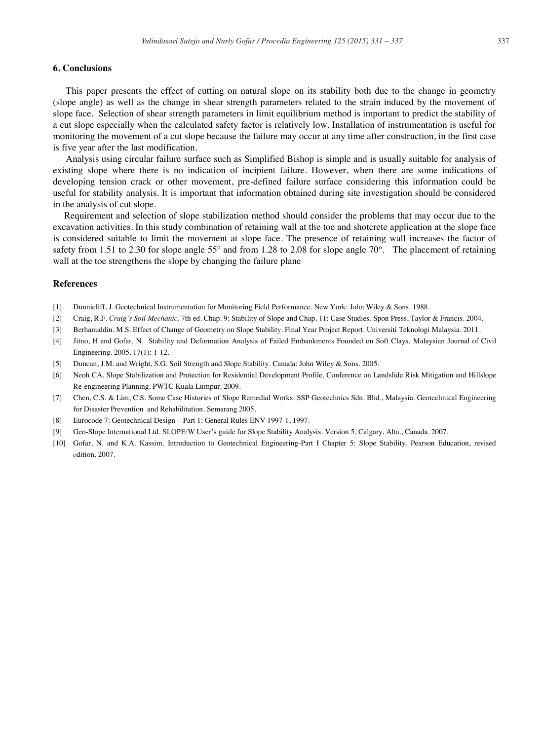## 6. Conclusions

This paper presents the effect of cutting on natural slope on its stability both due to the change in geometry (slope angle) as well as the change in shear strength parameters related to the strain induced by the movement of slope face. Selection of shear strength parameters in limit equilibrium method is important to predict the stability of a cut slope especially when the calculated safety factor is relatively low. Installation of instrumentation is useful for monitoring the movement of a cut slope because the failure may occur at any time after construction, in the first case is five year after the last modification.

Analysis using circular failure surface such as Simplified Bishop is simple and is usually suitable for analysis of existing slope where there is no indication of incipient failure. However, when there are some indications of developing tension crack or other movement, pre-defined failure surface considering this information could be useful for stability analysis. It is important that information obtained during site investigation should be considered in the analysis of cut slope.

Requirement and selection of slope stabilization method should consider the problems that may occur due to the excavation activities. In this study combination of retaining wall at the toe and shotcrete application at the slope face is considered suitable to limit the movement at slope face. The presence of retaining wall increases the factor of safety from 1.51 to 2.30 for slope angle 55$^{o}$ and from 1.28 to 2.08 for slope angle 70$^{o}$. The placement of retaining wall at the toe strengthens the slope by changing the failure plane

## References

[1] Dunnicliff, J. Geotechnical Instrumentation for Monitoring Field Performance. New York: John Wiley & Sons. 1988.

[2] Craig, R.F. *Craig's Soil Mechanic*. 7th ed. Chap. 9: Stability of Slope and Chap. 11: Case Studies. Spon Press, Taylor & Francis. 2004.

[3] Berhanuddin, M.S. Effect of Change of Geometry on Slope Stability. Final Year Project Report. Universiti Teknologi Malaysia. 2011.

[4] Jitno, H and Gofar, N. Stability and Deformation Analysis of Failed Embankments Founded on Soft Clays. Malaysian Journal of Civil Engineering. 2005. 17(1): 1-12.

[5] Duncan, J.M. and Wright, S.G. Soil Strength and Slope Stability. Canada: John Wiley & Sons. 2005.

[6] Neoh CA. Slope Stabilization and Protection for Residential Development Profile. Conference on Landslide Risk Mitigation and Hillslope Re-engineering Planning. PWTC Kuala Lumpur. 2009.

[7] Chen, C.S. & Lim, C.S. Some Case Histories of Slope Remedial Works. SSP Geotechnics Sdn. Bhd., Malaysia. Geotechnical Engineering for Disaster Prevention and Rehabilitation. Semarang 2005.

[8] Eurocode 7: Geotechnical Design – Part 1: General Rules ENV 1997-1, 1997.

[9] Geo-Slope International Ltd. SLOPE/W User's guide for Slope Stability Analysis. Version 5, Calgary, Alta., Canada. 2007.

[10] Gofar, N. and K.A. Kassim. Introduction to Geotechnical Engineering-Part I Chapter 5: Slope Stability. Pearson Education, revised edition. 2007.